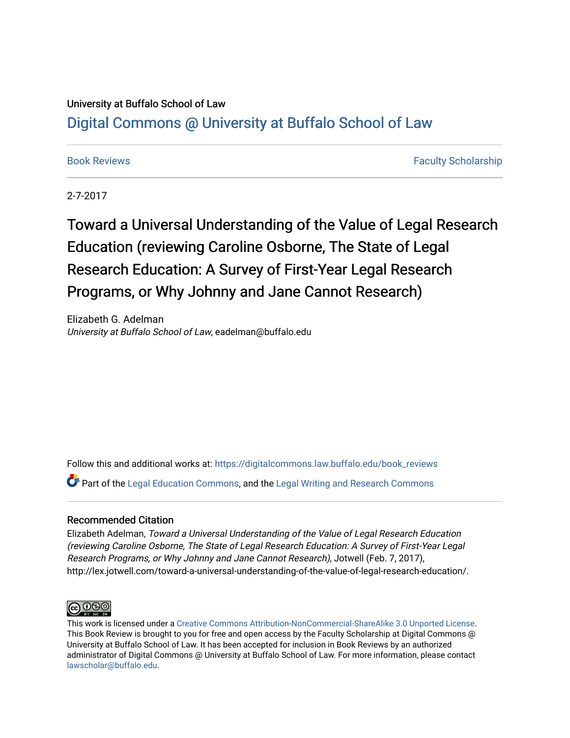University at Buffalo School of Law

# Digital Commons @ University at Buffalo School of Law

Book Reviews

Faculty Scholarship

2-7-2017

## Toward a Universal Understanding of the Value of Legal Research Education (reviewing Caroline Osborne, The State of Legal Research Education: A Survey of First-Year Legal Research Programs, or Why Johnny and Jane Cannot Research)

Elizabeth G. Adelman
*University at Buffalo School of Law*, eadelman@buffalo.edu

Follow this and additional works at: https://digitalcommons.law.buffalo.edu/book_reviews

Part of the Legal Education Commons, and the Legal Writing and Research Commons

### Recommended Citation

Elizabeth Adelman, *Toward a Universal Understanding of the Value of Legal Research Education (reviewing Caroline Osborne, The State of Legal Research Education: A Survey of First-Year Legal Research Programs, or Why Johnny and Jane Cannot Research)*, Jotwell (Feb. 7, 2017), http://lex.jotwell.com/toward-a-universal-understanding-of-the-value-of-legal-research-education/.

This work is licensed under a Creative Commons Attribution-NonCommercial-ShareAlike 3.0 Unported License. This Book Review is brought to you for free and open access by the Faculty Scholarship at Digital Commons @ University at Buffalo School of Law. It has been accepted for inclusion in Book Reviews by an authorized administrator of Digital Commons @ University at Buffalo School of Law. For more information, please contact lawscholar@buffalo.edu.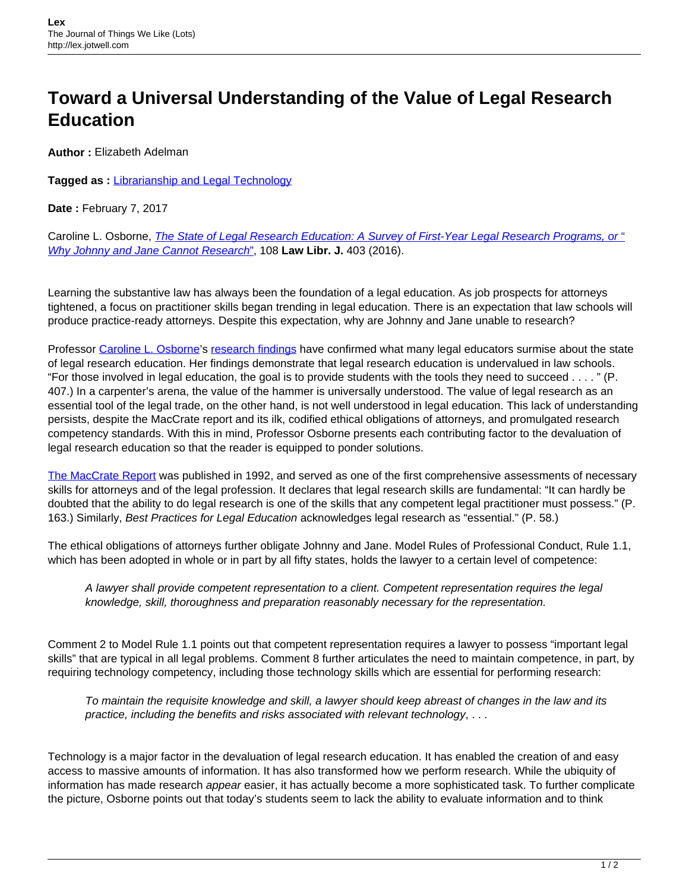# Toward a Universal Understanding of the Value of Legal Research Education

**Author :** Elizabeth Adelman

**Tagged as :** Librarianship and Legal Technology

**Date :** February 7, 2017

Caroline L. Osborne, *The State of Legal Research Education: A Survey of First-Year Legal Research Programs, or "Why Johnny and Jane Cannot Research"*, 108 **Law Libr. J.** 403 (2016).

Learning the substantive law has always been the foundation of a legal education. As job prospects for attorneys tightened, a focus on practitioner skills began trending in legal education. There is an expectation that law schools will produce practice-ready attorneys. Despite this expectation, why are Johnny and Jane unable to research?

Professor Caroline L. Osborne's research findings have confirmed what many legal educators surmise about the state of legal research education. Her findings demonstrate that legal research education is undervalued in law schools. "For those involved in legal education, the goal is to provide students with the tools they need to succeed . . . . " (P. 407.) In a carpenter's arena, the value of the hammer is universally understood. The value of legal research as an essential tool of the legal trade, on the other hand, is not well understood in legal education. This lack of understanding persists, despite the MacCrate report and its ilk, codified ethical obligations of attorneys, and promulgated research competency standards. With this in mind, Professor Osborne presents each contributing factor to the devaluation of legal research education so that the reader is equipped to ponder solutions.

The MacCrate Report was published in 1992, and served as one of the first comprehensive assessments of necessary skills for attorneys and of the legal profession. It declares that legal research skills are fundamental: "It can hardly be doubted that the ability to do legal research is one of the skills that any competent legal practitioner must possess." (P. 163.) Similarly, *Best Practices for Legal Education* acknowledges legal research as "essential." (P. 58.)

The ethical obligations of attorneys further obligate Johnny and Jane. Model Rules of Professional Conduct, Rule 1.1, which has been adopted in whole or in part by all fifty states, holds the lawyer to a certain level of competence:

> *A lawyer shall provide competent representation to a client. Competent representation requires the legal knowledge, skill, thoroughness and preparation reasonably necessary for the representation.*

Comment 2 to Model Rule 1.1 points out that competent representation requires a lawyer to possess "important legal skills" that are typical in all legal problems. Comment 8 further articulates the need to maintain competence, in part, by requiring technology competency, including those technology skills which are essential for performing research:

> *To maintain the requisite knowledge and skill, a lawyer should keep abreast of changes in the law and its practice, including the benefits and risks associated with relevant technology*, . . .

Technology is a major factor in the devaluation of legal research education. It has enabled the creation of and easy access to massive amounts of information. It has also transformed how we perform research. While the ubiquity of information has made research *appear* easier, it has actually become a more sophisticated task. To further complicate the picture, Osborne points out that today's students seem to lack the ability to evaluate information and to think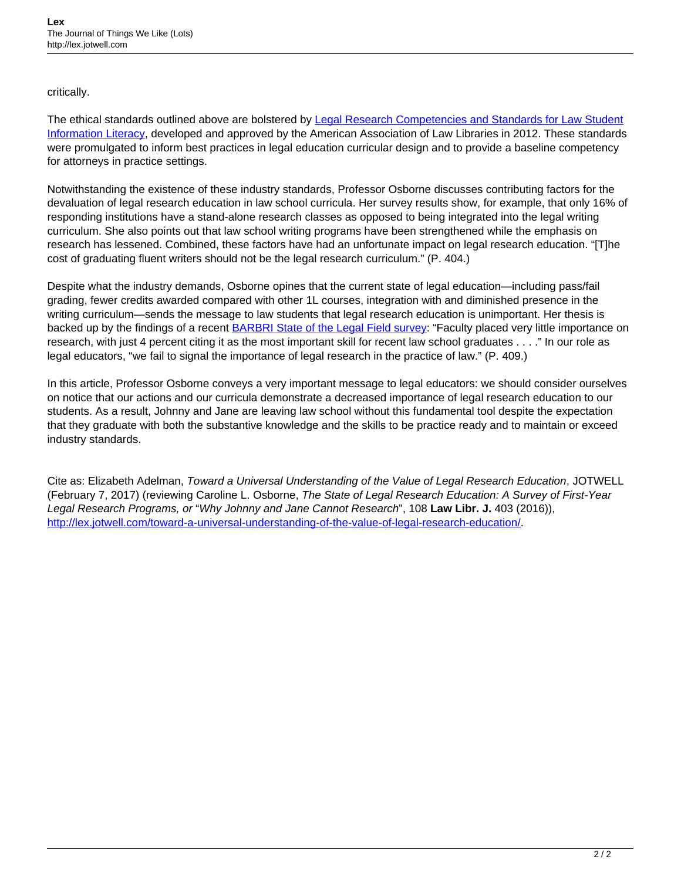critically.

The ethical standards outlined above are bolstered by [Legal Research Competencies and Standards for Law Student Information Literacy](), developed and approved by the American Association of Law Libraries in 2012. These standards were promulgated to inform best practices in legal education curricular design and to provide a baseline competency for attorneys in practice settings.

Notwithstanding the existence of these industry standards, Professor Osborne discusses contributing factors for the devaluation of legal research education in law school curricula. Her survey results show, for example, that only 16% of responding institutions have a stand-alone research classes as opposed to being integrated into the legal writing curriculum. She also points out that law school writing programs have been strengthened while the emphasis on research has lessened. Combined, these factors have had an unfortunate impact on legal research education. "[T]he cost of graduating fluent writers should not be the legal research curriculum." (P. 404.)

Despite what the industry demands, Osborne opines that the current state of legal education—including pass/fail grading, fewer credits awarded compared with other 1L courses, integration with and diminished presence in the writing curriculum—sends the message to law students that legal research education is unimportant. Her thesis is backed up by the findings of a recent [BARBRI State of the Legal Field survey](): "Faculty placed very little importance on research, with just 4 percent citing it as the most important skill for recent law school graduates . . . ." In our role as legal educators, "we fail to signal the importance of legal research in the practice of law." (P. 409.)

In this article, Professor Osborne conveys a very important message to legal educators: we should consider ourselves on notice that our actions and our curricula demonstrate a decreased importance of legal research education to our students. As a result, Johnny and Jane are leaving law school without this fundamental tool despite the expectation that they graduate with both the substantive knowledge and the skills to be practice ready and to maintain or exceed industry standards.

Cite as: Elizabeth Adelman, *Toward a Universal Understanding of the Value of Legal Research Education*, JOTWELL (February 7, 2017) (reviewing Caroline L. Osborne, *The State of Legal Research Education: A Survey of First-Year Legal Research Programs, or* "*Why Johnny and Jane Cannot Research*", 108 **Law Libr. J.** 403 (2016)), http://lex.jotwell.com/toward-a-universal-understanding-of-the-value-of-legal-research-education/.